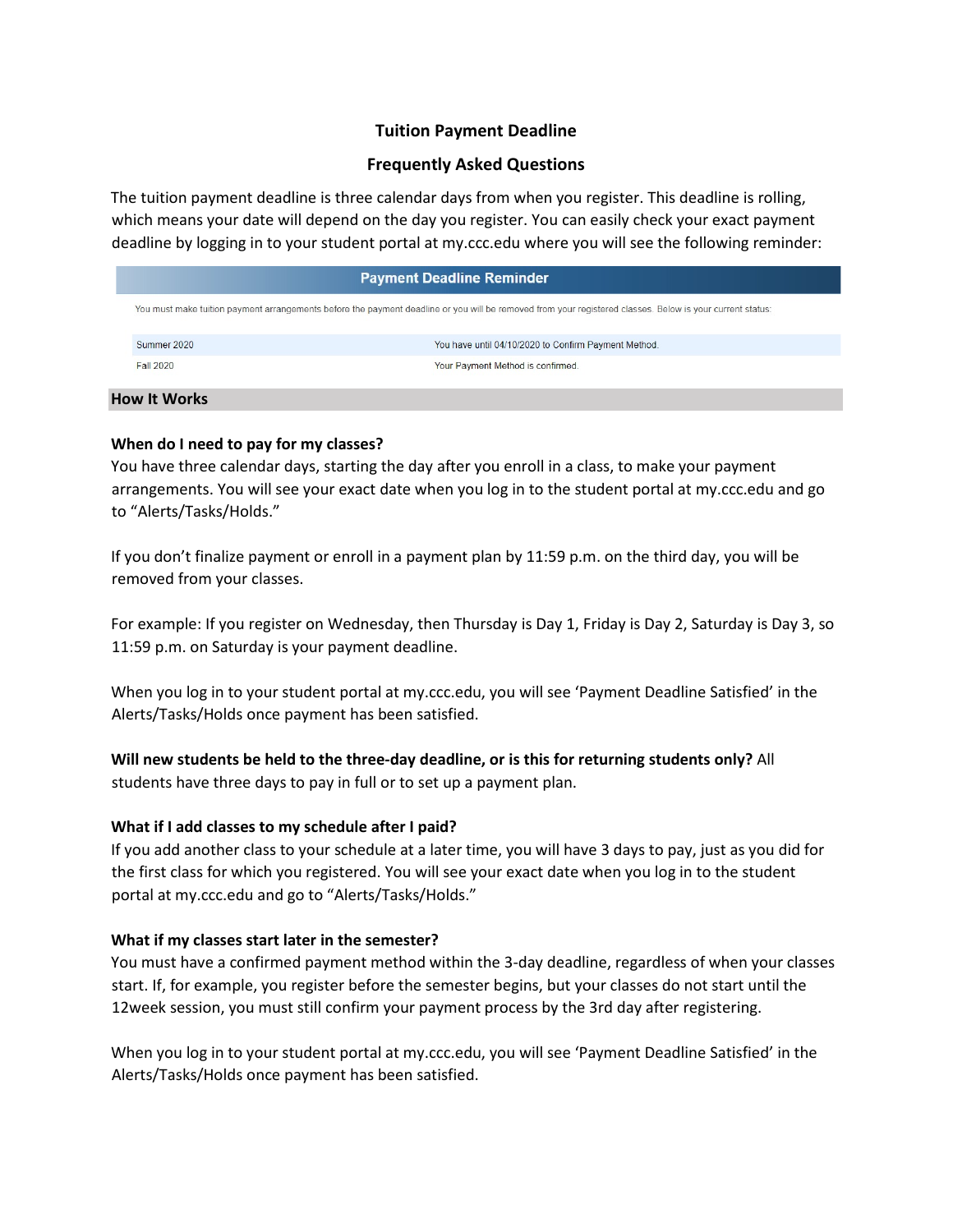# Tuition Payment Deadline

## Frequently Asked Questions

The tuition payment deadline is three calendar days from when you register. This deadline is rolling, which means your date will depend on the day you register. You can easily check your exact payment deadline by logging in to your student portal at my.ccc.edu where you will see the following reminder:

**Payment Deadline Reminder**

You must make tuition payment arrangements before the payment deadline or you will be removed from your registered classes. Below is your current status:

| | |
|---|---|
| Summer 2020 | You have until 04/10/2020 to Confirm Payment Method. |
| Fall 2020 | Your Payment Method is confirmed. |

## How It Works

**When do I need to pay for my classes?**

You have three calendar days, starting the day after you enroll in a class, to make your payment arrangements. You will see your exact date when you log in to the student portal at my.ccc.edu and go to "Alerts/Tasks/Holds."

If you don't finalize payment or enroll in a payment plan by 11:59 p.m. on the third day, you will be removed from your classes.

For example: If you register on Wednesday, then Thursday is Day 1, Friday is Day 2, Saturday is Day 3, so 11:59 p.m. on Saturday is your payment deadline.

When you log in to your student portal at my.ccc.edu, you will see 'Payment Deadline Satisfied' in the Alerts/Tasks/Holds once payment has been satisfied.

**Will new students be held to the three-day deadline, or is this for returning students only?** All students have three days to pay in full or to set up a payment plan.

**What if I add classes to my schedule after I paid?**

If you add another class to your schedule at a later time, you will have 3 days to pay, just as you did for the first class for which you registered. You will see your exact date when you log in to the student portal at my.ccc.edu and go to "Alerts/Tasks/Holds."

**What if my classes start later in the semester?**

You must have a confirmed payment method within the 3-day deadline, regardless of when your classes start. If, for example, you register before the semester begins, but your classes do not start until the 12week session, you must still confirm your payment process by the 3rd day after registering.

When you log in to your student portal at my.ccc.edu, you will see 'Payment Deadline Satisfied' in the Alerts/Tasks/Holds once payment has been satisfied.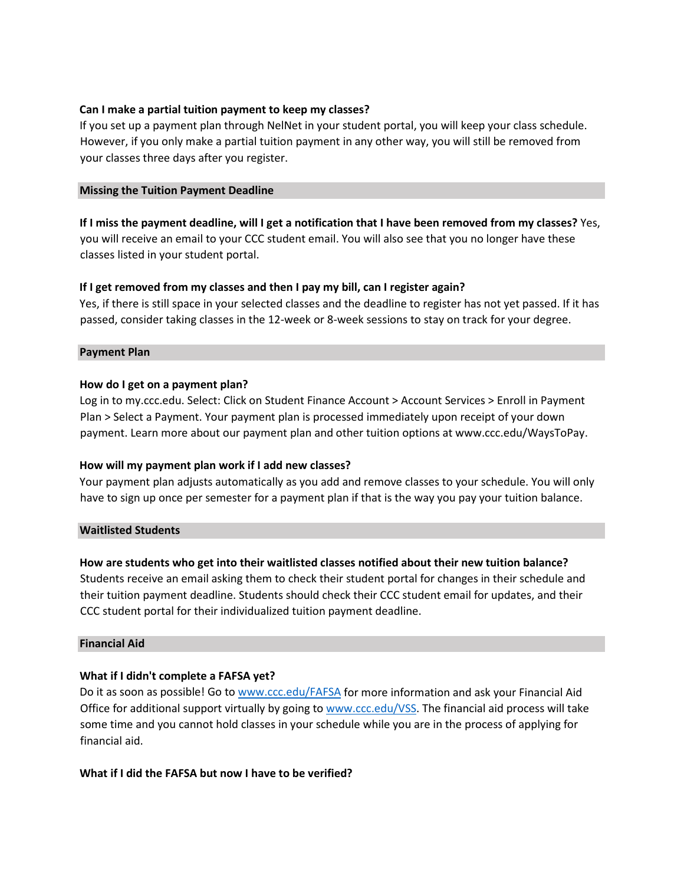**Can I make a partial tuition payment to keep my classes?**

If you set up a payment plan through NelNet in your student portal, you will keep your class schedule. However, if you only make a partial tuition payment in any other way, you will still be removed from your classes three days after you register.

## Missing the Tuition Payment Deadline

**If I miss the payment deadline, will I get a notification that I have been removed from my classes?** Yes, you will receive an email to your CCC student email. You will also see that you no longer have these classes listed in your student portal.

**If I get removed from my classes and then I pay my bill, can I register again?**

Yes, if there is still space in your selected classes and the deadline to register has not yet passed. If it has passed, consider taking classes in the 12-week or 8-week sessions to stay on track for your degree.

## Payment Plan

**How do I get on a payment plan?**

Log in to my.ccc.edu. Select: Click on Student Finance Account > Account Services > Enroll in Payment Plan > Select a Payment. Your payment plan is processed immediately upon receipt of your down payment. Learn more about our payment plan and other tuition options at www.ccc.edu/WaysToPay.

**How will my payment plan work if I add new classes?**

Your payment plan adjusts automatically as you add and remove classes to your schedule. You will only have to sign up once per semester for a payment plan if that is the way you pay your tuition balance.

## Waitlisted Students

**How are students who get into their waitlisted classes notified about their new tuition balance?**

Students receive an email asking them to check their student portal for changes in their schedule and their tuition payment deadline. Students should check their CCC student email for updates, and their CCC student portal for their individualized tuition payment deadline.

## Financial Aid

**What if I didn't complete a FAFSA yet?**

Do it as soon as possible! Go to [www.ccc.edu/FAFSA](www.ccc.edu/FAFSA) for more information and ask your Financial Aid Office for additional support virtually by going to [www.ccc.edu/VSS](www.ccc.edu/VSS). The financial aid process will take some time and you cannot hold classes in your schedule while you are in the process of applying for financial aid.

**What if I did the FAFSA but now I have to be verified?**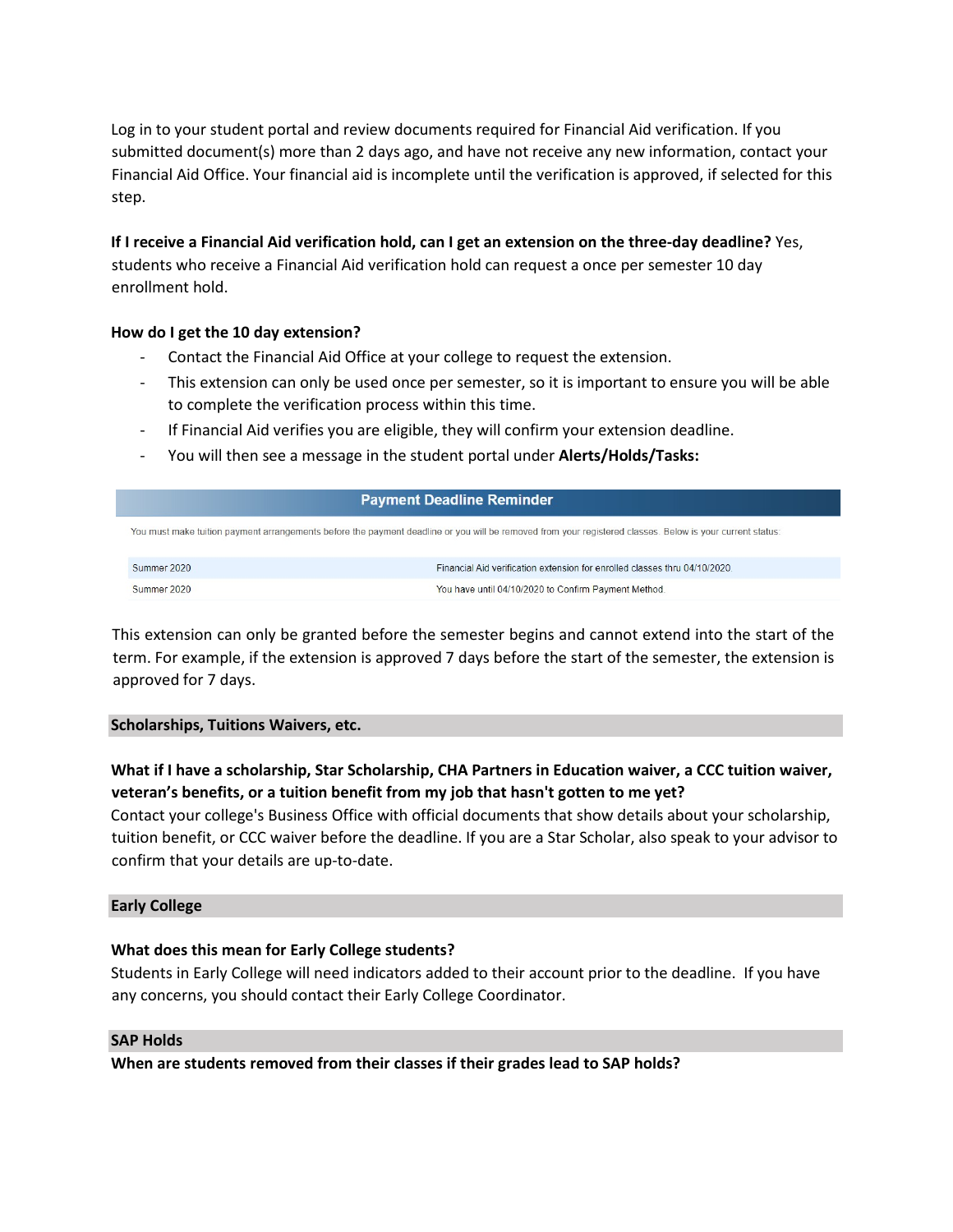Log in to your student portal and review documents required for Financial Aid verification. If you submitted document(s) more than 2 days ago, and have not receive any new information, contact your Financial Aid Office. Your financial aid is incomplete until the verification is approved, if selected for this step.

**If I receive a Financial Aid verification hold, can I get an extension on the three-day deadline?** Yes, students who receive a Financial Aid verification hold can request a once per semester 10 day enrollment hold.

**How do I get the 10 day extension?**

- Contact the Financial Aid Office at your college to request the extension.
- This extension can only be used once per semester, so it is important to ensure you will be able to complete the verification process within this time.
- If Financial Aid verifies you are eligible, they will confirm your extension deadline.
- You will then see a message in the student portal under **Alerts/Holds/Tasks:**

| Payment Deadline Reminder | |
|---|---|
| You must make tuition payment arrangements before the payment deadline or you will be removed from your registered classes. Below is your current status: | |
| Summer 2020 | Financial Aid verification extension for enrolled classes thru 04/10/2020 |
| Summer 2020 | You have until 04/10/2020 to Confirm Payment Method. |

This extension can only be granted before the semester begins and cannot extend into the start of the term. For example, if the extension is approved 7 days before the start of the semester, the extension is approved for 7 days.

## Scholarships, Tuitions Waivers, etc.

**What if I have a scholarship, Star Scholarship, CHA Partners in Education waiver, a CCC tuition waiver, veteran's benefits, or a tuition benefit from my job that hasn't gotten to me yet?**
Contact your college's Business Office with official documents that show details about your scholarship, tuition benefit, or CCC waiver before the deadline. If you are a Star Scholar, also speak to your advisor to confirm that your details are up-to-date.

## Early College

**What does this mean for Early College students?**
Students in Early College will need indicators added to their account prior to the deadline. If you have any concerns, you should contact their Early College Coordinator.

## SAP Holds

**When are students removed from their classes if their grades lead to SAP holds?**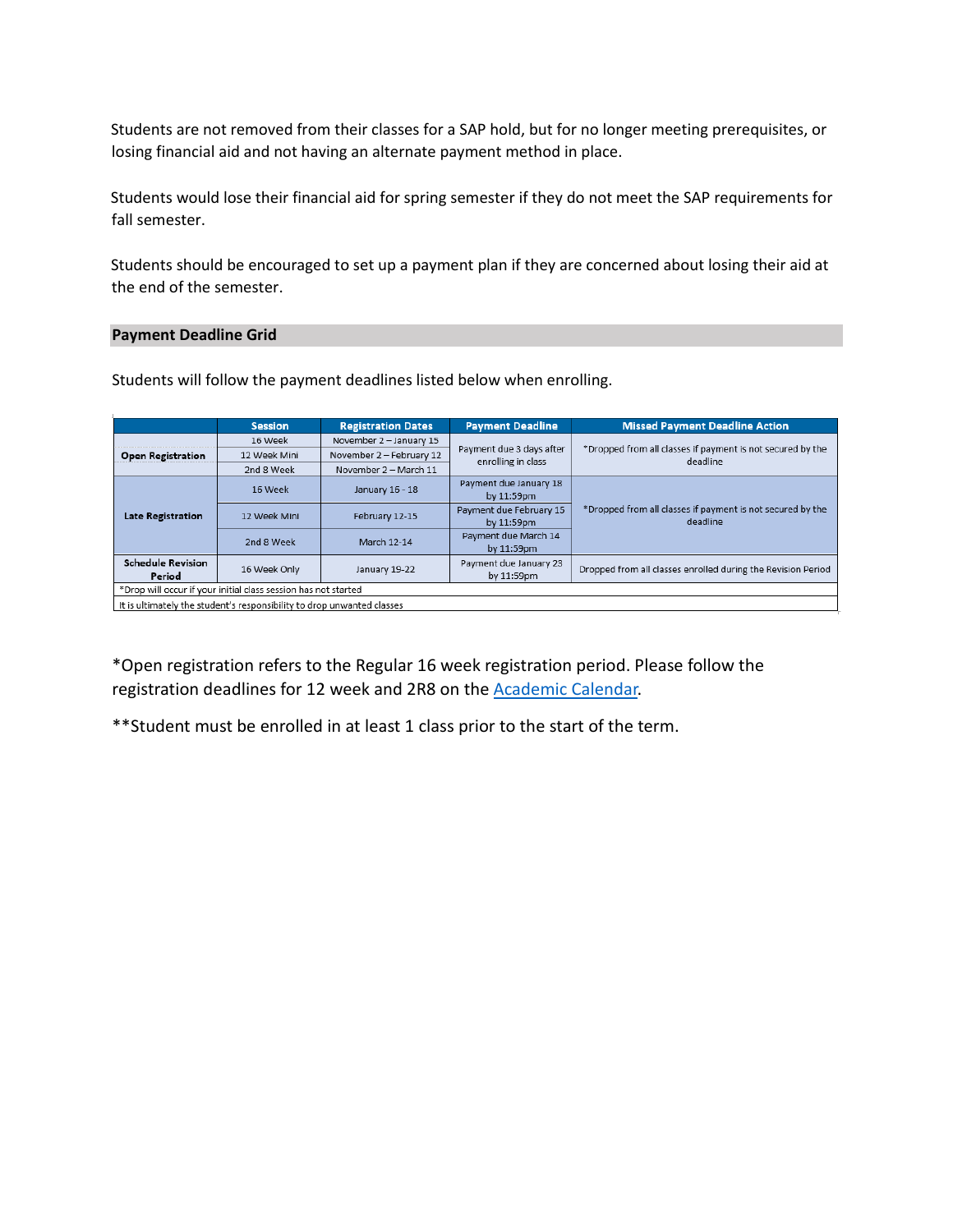Students are not removed from their classes for a SAP hold, but for no longer meeting prerequisites, or losing financial aid and not having an alternate payment method in place.

Students would lose their financial aid for spring semester if they do not meet the SAP requirements for fall semester.

Students should be encouraged to set up a payment plan if they are concerned about losing their aid at the end of the semester.

## Payment Deadline Grid

Students will follow the payment deadlines listed below when enrolling.

| | Session | Registration Dates | Payment Deadline | Missed Payment Deadline Action |
|---|---|---|---|---|
| Open Registration | 16 Week | November 2 – January 15 | Payment due 3 days after enrolling in class | *Dropped from all classes if payment is not secured by the deadline |
| | 12 Week Mini | November 2 – February 12 | | |
| | 2nd 8 Week | November 2 – March 11 | | |
| Late Registration | 16 Week | January 16 - 18 | Payment due January 18 by 11:59pm | *Dropped from all classes if payment is not secured by the deadline |
| | 12 Week Mini | February 12-15 | Payment due February 15 by 11:59pm | |
| | 2nd 8 Week | March 12-14 | Payment due March 14 by 11:59pm | |
| Schedule Revision Period | 16 Week Only | January 19-22 | Payment due January 23 by 11:59pm | Dropped from all classes enrolled during the Revision Period |
| *Drop will occur if your initial class session has not started | | | | |
| It is ultimately the student's responsibility to drop unwanted classes | | | | |

*Open registration refers to the Regular 16 week registration period. Please follow the registration deadlines for 12 week and 2R8 on the Academic Calendar.

**Student must be enrolled in at least 1 class prior to the start of the term.